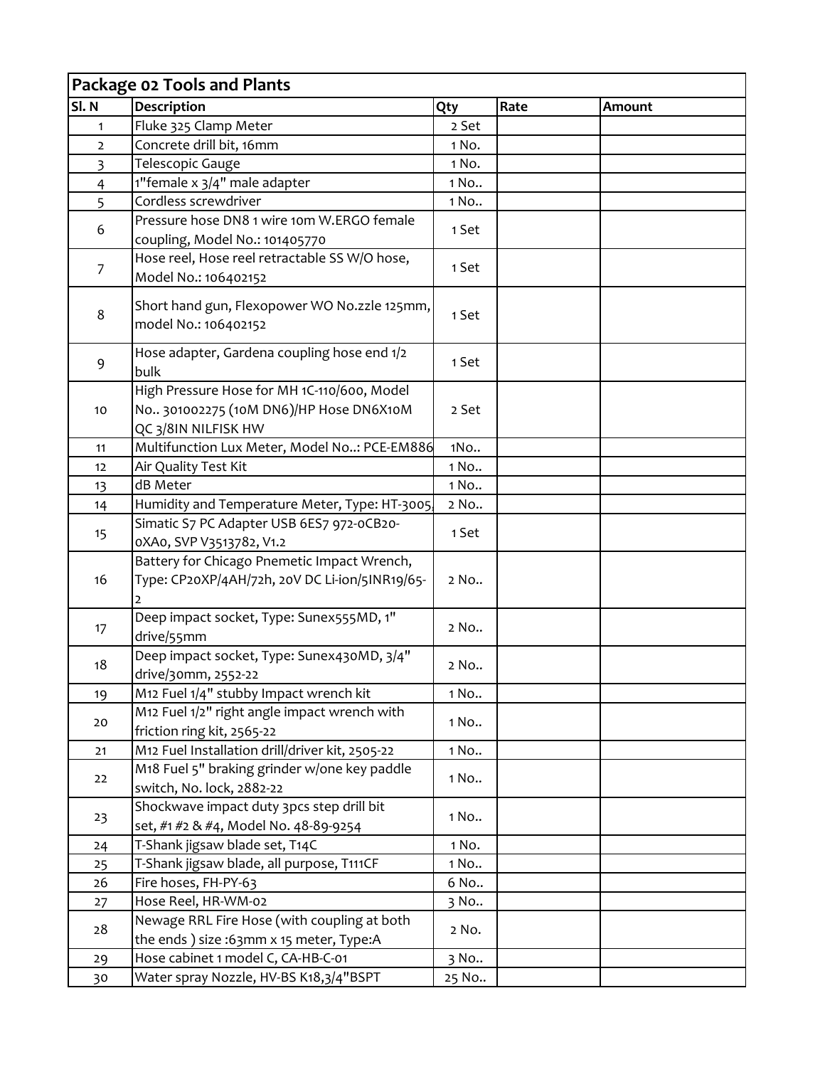| Package 02 Tools and Plants | | | | |
|---|---|---|---|---|
| Sl. N | Description | Qty | Rate | Amount |
| 1 | Fluke 325 Clamp Meter | 2 Set | | |
| 2 | Concrete drill bit, 16mm | 1 No. | | |
| 3 | Telescopic Gauge | 1 No. | | |
| 4 | 1"female x 3/4" male adapter | 1 No.. | | |
| 5 | Cordless screwdriver | 1 No.. | | |
| 6 | Pressure hose DN8 1 wire 10m W.ERGO female coupling, Model No.: 101405770 | 1 Set | | |
| 7 | Hose reel, Hose reel retractable SS W/O hose, Model No.: 106402152 | 1 Set | | |
| 8 | Short hand gun, Flexopower WO No.zzle 125mm, model No.: 106402152 | 1 Set | | |
| 9 | Hose adapter, Gardena coupling hose end 1/2 bulk | 1 Set | | |
| 10 | High Pressure Hose for MH 1C-110/600, Model No.. 301002275 (10M DN6)/HP Hose DN6X10M QC 3/8IN NILFISK HW | 2 Set | | |
| 11 | Multifunction Lux Meter, Model No..: PCE-EM886 | 1No.. | | |
| 12 | Air Quality Test Kit | 1 No.. | | |
| 13 | dB Meter | 1 No.. | | |
| 14 | Humidity and Temperature Meter, Type: HT-3005 | 2 No.. | | |
| 15 | Simatic S7 PC Adapter USB 6ES7 972-0CB20-0XA0, SVP V3513782, V1.2 | 1 Set | | |
| 16 | Battery for Chicago Pnemetic Impact Wrench, Type: CP20XP/4AH/72h, 20V DC Li-ion/5INR19/65-2 | 2 No.. | | |
| 17 | Deep impact socket, Type: Sunex555MD, 1" drive/55mm | 2 No.. | | |
| 18 | Deep impact socket, Type: Sunex430MD, 3/4" drive/30mm, 2552-22 | 2 No.. | | |
| 19 | M12 Fuel 1/4" stubby Impact wrench kit | 1 No.. | | |
| 20 | M12 Fuel 1/2" right angle impact wrench with friction ring kit, 2565-22 | 1 No.. | | |
| 21 | M12 Fuel Installation drill/driver kit, 2505-22 | 1 No.. | | |
| 22 | M18 Fuel 5" braking grinder w/one key paddle switch, No. lock, 2882-22 | 1 No.. | | |
| 23 | Shockwave impact duty 3pcs step drill bit set, #1 #2 & #4, Model No. 48-89-9254 | 1 No.. | | |
| 24 | T-Shank jigsaw blade set, T14C | 1 No. | | |
| 25 | T-Shank jigsaw blade, all purpose, T111CF | 1 No.. | | |
| 26 | Fire hoses, FH-PY-63 | 6 No.. | | |
| 27 | Hose Reel, HR-WM-02 | 3 No.. | | |
| 28 | Newage RRL Fire Hose (with coupling at both the ends ) size :63mm x 15 meter, Type:A | 2 No. | | |
| 29 | Hose cabinet 1 model C, CA-HB-C-01 | 3 No.. | | |
| 30 | Water spray Nozzle, HV-BS K18,3/4"BSPT | 25 No.. | | |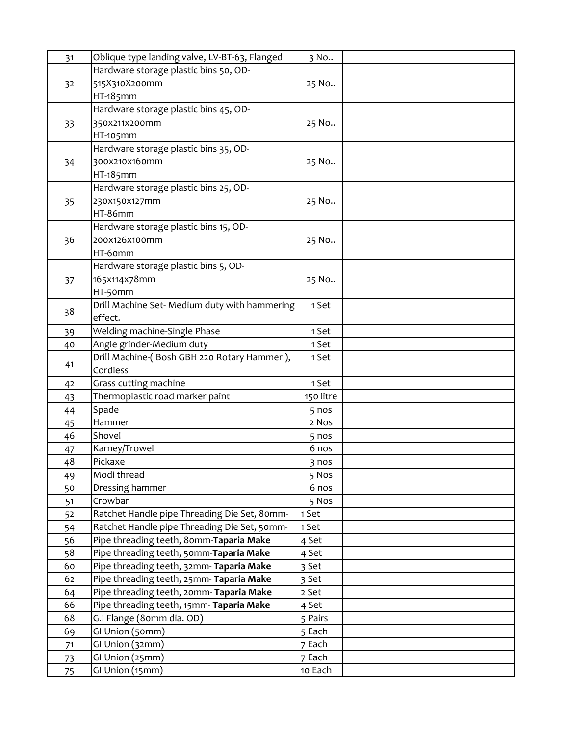| | | | | |
|---|---|---|---|---|
| 31 | Oblique type landing valve, LV-BT-63, Flanged | 3 No.. | | |
| 32 | Hardware storage plastic bins 50, OD-515X310X200mm HT-185mm | 25 No.. | | |
| 33 | Hardware storage plastic bins 45, OD-350x211x200mm HT-105mm | 25 No.. | | |
| 34 | Hardware storage plastic bins 35, OD-300x210x160mm HT-185mm | 25 No.. | | |
| 35 | Hardware storage plastic bins 25, OD-230x150x127mm HT-86mm | 25 No.. | | |
| 36 | Hardware storage plastic bins 15, OD-200x126x100mm HT-60mm | 25 No.. | | |
| 37 | Hardware storage plastic bins 5, OD-165x114x78mm HT-50mm | 25 No.. | | |
| 38 | Drill Machine Set- Medium duty with hammering effect. | 1 Set | | |
| 39 | Welding machine-Single Phase | 1 Set | | |
| 40 | Angle grinder-Medium duty | 1 Set | | |
| 41 | Drill Machine-( Bosh GBH 220 Rotary Hammer ), Cordless | 1 Set | | |
| 42 | Grass cutting machine | 1 Set | | |
| 43 | Thermoplastic road marker paint | 150 litre | | |
| 44 | Spade | 5 nos | | |
| 45 | Hammer | 2 Nos | | |
| 46 | Shovel | 5 nos | | |
| 47 | Karney/Trowel | 6 nos | | |
| 48 | Pickaxe | 3 nos | | |
| 49 | Modi thread | 5 Nos | | |
| 50 | Dressing hammer | 6 nos | | |
| 51 | Crowbar | 5 Nos | | |
| 52 | Ratchet Handle pipe Threading Die Set, 80mm- | 1 Set | | |
| 54 | Ratchet Handle pipe Threading Die Set, 50mm- | 1 Set | | |
| 56 | Pipe threading teeth, 80mm-**Taparia Make** | 4 Set | | |
| 58 | Pipe threading teeth, 50mm-**Taparia Make** | 4 Set | | |
| 60 | Pipe threading teeth, 32mm- **Taparia Make** | 3 Set | | |
| 62 | Pipe threading teeth, 25mm- **Taparia Make** | 3 Set | | |
| 64 | Pipe threading teeth, 20mm- **Taparia Make** | 2 Set | | |
| 66 | Pipe threading teeth, 15mm- **Taparia Make** | 4 Set | | |
| 68 | G.I Flange (80mm dia. OD) | 5 Pairs | | |
| 69 | GI Union (50mm) | 5 Each | | |
| 71 | GI Union (32mm) | 7 Each | | |
| 73 | GI Union (25mm) | 7 Each | | |
| 75 | GI Union (15mm) | 10 Each | | |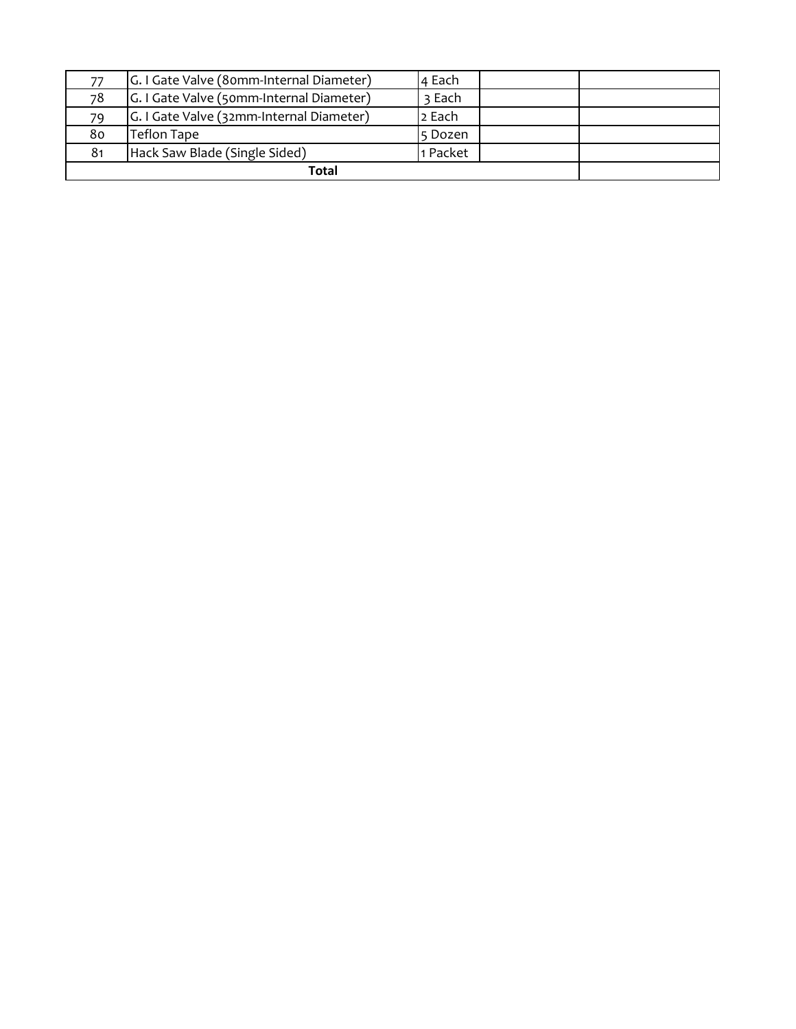| | | | | |
|---|---|---|---|---|
| 77 | G. I Gate Valve (80mm-Internal Diameter) | 4 Each | | |
| 78 | G. I Gate Valve (50mm-Internal Diameter) | 3 Each | | |
| 79 | G. I Gate Valve (32mm-Internal Diameter) | 2 Each | | |
| 80 | Teflon Tape | 5 Dozen | | |
| 81 | Hack Saw Blade (Single Sided) | 1 Packet | | |
| **Total** | | | | |